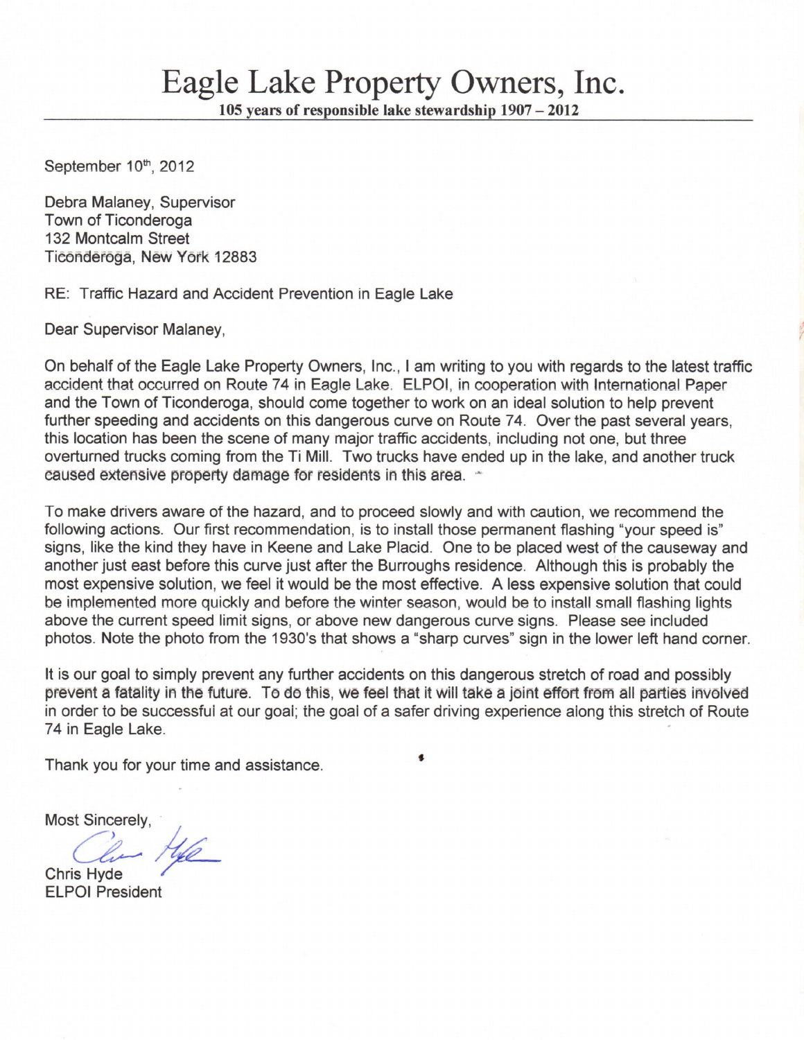# Eagle Lake Property Owners, Inc.

**105 years of responsible lake stewardship 1907 – 2012**

---

September 10th, 2012

Debra Malaney, Supervisor
Town of Ticonderoga
132 Montcalm Street
Ticonderoga, New York 12883

RE: Traffic Hazard and Accident Prevention in Eagle Lake

Dear Supervisor Malaney,

On behalf of the Eagle Lake Property Owners, Inc., I am writing to you with regards to the latest traffic accident that occurred on Route 74 in Eagle Lake. ELPOI, in cooperation with International Paper and the Town of Ticonderoga, should come together to work on an ideal solution to help prevent further speeding and accidents on this dangerous curve on Route 74. Over the past several years, this location has been the scene of many major traffic accidents, including not one, but three overturned trucks coming from the Ti Mill. Two trucks have ended up in the lake, and another truck caused extensive property damage for residents in this area.

To make drivers aware of the hazard, and to proceed slowly and with caution, we recommend the following actions. Our first recommendation, is to install those permanent flashing "your speed is" signs, like the kind they have in Keene and Lake Placid. One to be placed west of the causeway and another just east before this curve just after the Burroughs residence. Although this is probably the most expensive solution, we feel it would be the most effective. A less expensive solution that could be implemented more quickly and before the winter season, would be to install small flashing lights above the current speed limit signs, or above new dangerous curve signs. Please see included photos. Note the photo from the 1930's that shows a "sharp curves" sign in the lower left hand corner.

It is our goal to simply prevent any further accidents on this dangerous stretch of road and possibly prevent a fatality in the future. To do this, we feel that it will take a joint effort from all parties involved in order to be successful at our goal; the goal of a safer driving experience along this stretch of Route 74 in Eagle Lake.

Thank you for your time and assistance.

Most Sincerely,

Chris Hyde
ELPOI President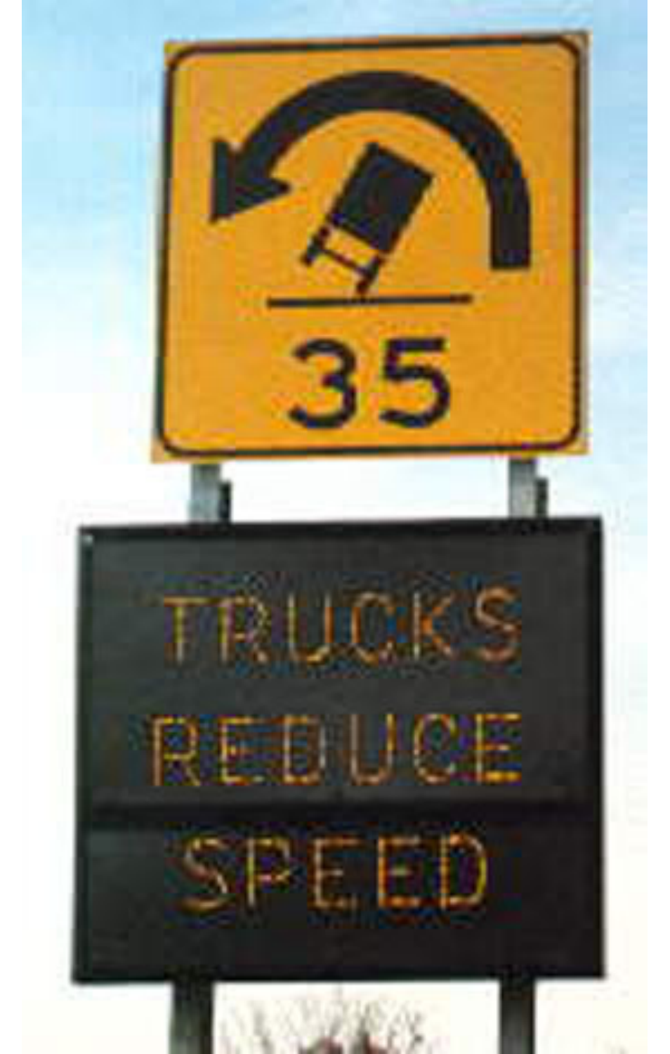35

TRUCKS
REDUCE
SPEED